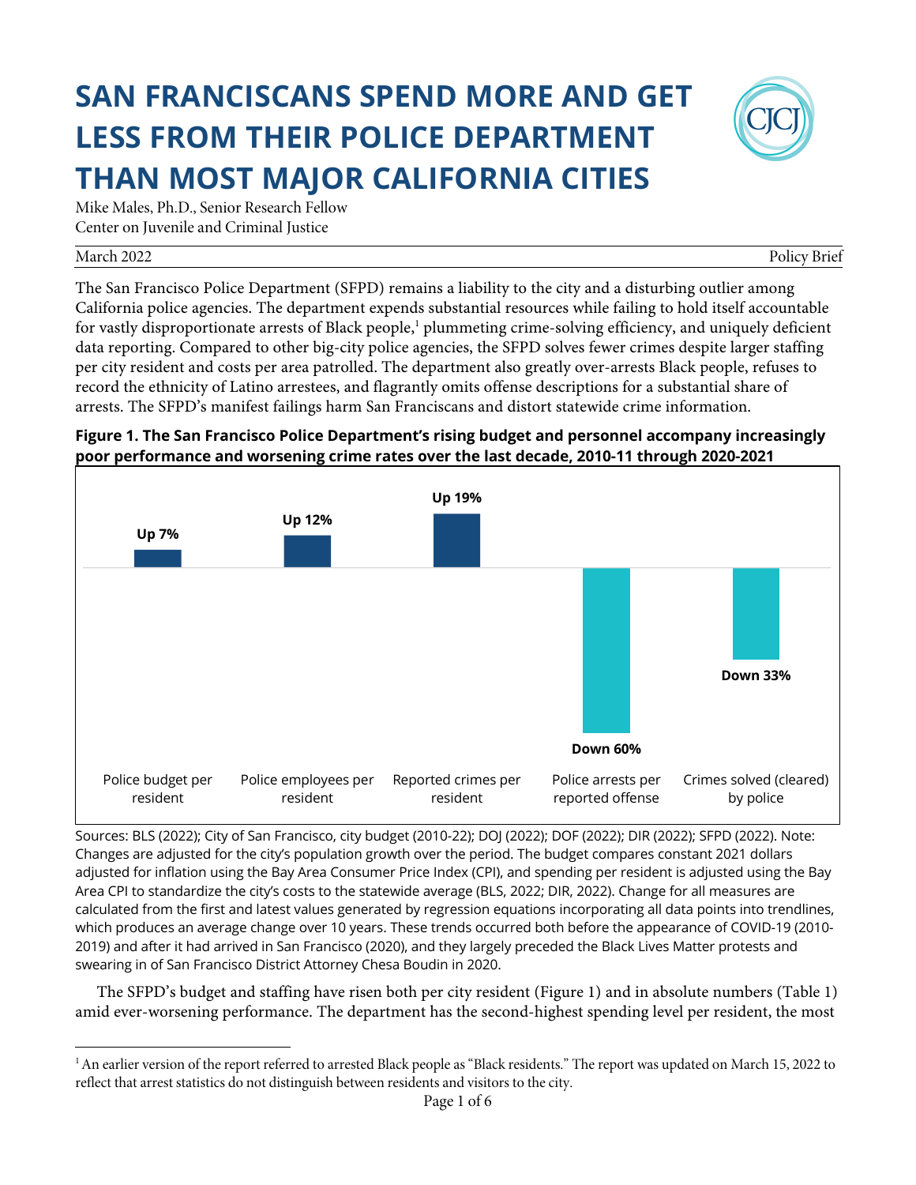# SAN FRANCISCANS SPEND MORE AND GET LESS FROM THEIR POLICE DEPARTMENT THAN MOST MAJOR CALIFORNIA CITIES

Mike Males, Ph.D., Senior Research Fellow
Center on Juvenile and Criminal Justice

March 2022 — Policy Brief

The San Francisco Police Department (SFPD) remains a liability to the city and a disturbing outlier among California police agencies. The department expends substantial resources while failing to hold itself accountable for vastly disproportionate arrests of Black people,[1] plummeting crime-solving efficiency, and uniquely deficient data reporting. Compared to other big-city police agencies, the SFPD solves fewer crimes despite larger staffing per city resident and costs per area patrolled. The department also greatly over-arrests Black people, refuses to record the ethnicity of Latino arrestees, and flagrantly omits offense descriptions for a substantial share of arrests. The SFPD's manifest failings harm San Franciscans and distort statewide crime information.

**Figure 1. The San Francisco Police Department's rising budget and personnel accompany increasingly poor performance and worsening crime rates over the last decade, 2010-11 through 2020-2021**

| Measure | Change |
|---|---|
| Police budget per resident | Up 7% |
| Police employees per resident | Up 12% |
| Reported crimes per resident | Up 19% |
| Police arrests per reported offense | Down 60% |
| Crimes solved (cleared) by police | Down 33% |

Sources: BLS (2022); City of San Francisco, city budget (2010-22); DOJ (2022); DOF (2022); DIR (2022); SFPD (2022). Note: Changes are adjusted for the city's population growth over the period. The budget compares constant 2021 dollars adjusted for inflation using the Bay Area Consumer Price Index (CPI), and spending per resident is adjusted using the Bay Area CPI to standardize the city's costs to the statewide average (BLS, 2022; DIR, 2022). Change for all measures are calculated from the first and latest values generated by regression equations incorporating all data points into trendlines, which produces an average change over 10 years. These trends occurred both before the appearance of COVID-19 (2010-2019) and after it had arrived in San Francisco (2020), and they largely preceded the Black Lives Matter protests and swearing in of San Francisco District Attorney Chesa Boudin in 2020.

The SFPD's budget and staffing have risen both per city resident (Figure 1) and in absolute numbers (Table 1) amid ever-worsening performance. The department has the second-highest spending level per resident, the most

[1] An earlier version of the report referred to arrested Black people as "Black residents." The report was updated on March 15, 2022 to reflect that arrest statistics do not distinguish between residents and visitors to the city.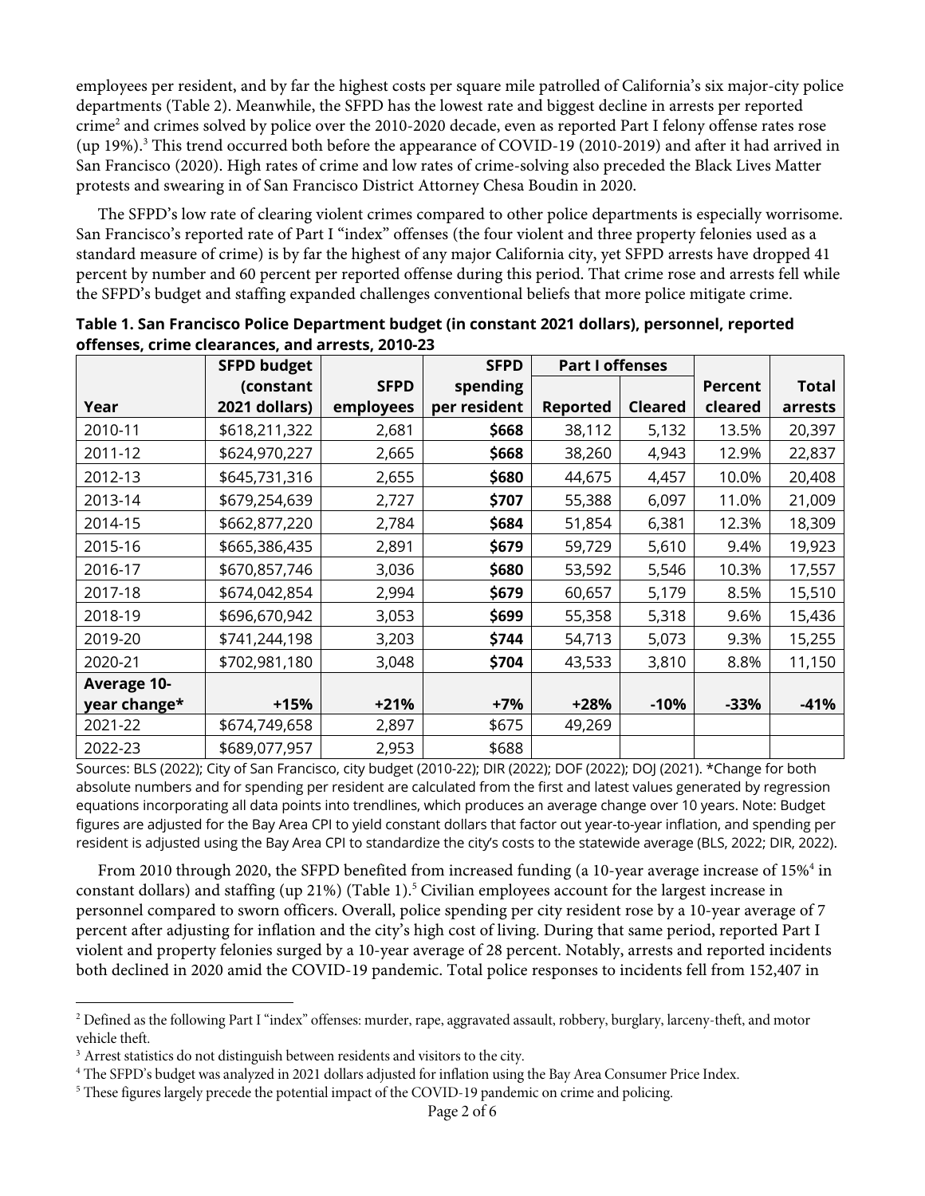employees per resident, and by far the highest costs per square mile patrolled of California's six major-city police departments (Table 2). Meanwhile, the SFPD has the lowest rate and biggest decline in arrests per reported crime[2] and crimes solved by police over the 2010-2020 decade, even as reported Part I felony offense rates rose (up 19%).[3] This trend occurred both before the appearance of COVID-19 (2010-2019) and after it had arrived in San Francisco (2020). High rates of crime and low rates of crime-solving also preceded the Black Lives Matter protests and swearing in of San Francisco District Attorney Chesa Boudin in 2020.

The SFPD's low rate of clearing violent crimes compared to other police departments is especially worrisome. San Francisco's reported rate of Part I "index" offenses (the four violent and three property felonies used as a standard measure of crime) is by far the highest of any major California city, yet SFPD arrests have dropped 41 percent by number and 60 percent per reported offense during this period. That crime rose and arrests fell while the SFPD's budget and staffing expanded challenges conventional beliefs that more police mitigate crime.

**Table 1. San Francisco Police Department budget (in constant 2021 dollars), personnel, reported offenses, crime clearances, and arrests, 2010-23**

| Year | SFPD budget (constant 2021 dollars) | SFPD employees | SFPD spending per resident | Part I offenses | | Percent cleared | Total arrests |
|---|---|---|---|---|---|---|---|
| | | | | Reported | Cleared | | |
| 2010-11 | $618,211,322 | 2,681 | **$668** | 38,112 | 5,132 | 13.5% | 20,397 |
| 2011-12 | $624,970,227 | 2,665 | **$668** | 38,260 | 4,943 | 12.9% | 22,837 |
| 2012-13 | $645,731,316 | 2,655 | **$680** | 44,675 | 4,457 | 10.0% | 20,408 |
| 2013-14 | $679,254,639 | 2,727 | **$707** | 55,388 | 6,097 | 11.0% | 21,009 |
| 2014-15 | $662,877,220 | 2,784 | **$684** | 51,854 | 6,381 | 12.3% | 18,309 |
| 2015-16 | $665,386,435 | 2,891 | **$679** | 59,729 | 5,610 | 9.4% | 19,923 |
| 2016-17 | $670,857,746 | 3,036 | **$680** | 53,592 | 5,546 | 10.3% | 17,557 |
| 2017-18 | $674,042,854 | 2,994 | **$679** | 60,657 | 5,179 | 8.5% | 15,510 |
| 2018-19 | $696,670,942 | 3,053 | **$699** | 55,358 | 5,318 | 9.6% | 15,436 |
| 2019-20 | $741,244,198 | 3,203 | **$744** | 54,713 | 5,073 | 9.3% | 15,255 |
| 2020-21 | $702,981,180 | 3,048 | **$704** | 43,533 | 3,810 | 8.8% | 11,150 |
| **Average 10-year change*** | **+15%** | **+21%** | **+7%** | **+28%** | **-10%** | **-33%** | **-41%** |
| 2021-22 | $674,749,658 | 2,897 | $675 | 49,269 | | | |
| 2022-23 | $689,077,957 | 2,953 | $688 | | | | |

Sources: BLS (2022); City of San Francisco, city budget (2010-22); DIR (2022); DOF (2022); DOJ (2021). *Change for both absolute numbers and for spending per resident are calculated from the first and latest values generated by regression equations incorporating all data points into trendlines, which produces an average change over 10 years. Note: Budget figures are adjusted for the Bay Area CPI to yield constant dollars that factor out year-to-year inflation, and spending per resident is adjusted using the Bay Area CPI to standardize the city's costs to the statewide average (BLS, 2022; DIR, 2022).

From 2010 through 2020, the SFPD benefited from increased funding (a 10-year average increase of 15%[4] in constant dollars) and staffing (up 21%) (Table 1).[5] Civilian employees account for the largest increase in personnel compared to sworn officers. Overall, police spending per city resident rose by a 10-year average of 7 percent after adjusting for inflation and the city's high cost of living. During that same period, reported Part I violent and property felonies surged by a 10-year average of 28 percent. Notably, arrests and reported incidents both declined in 2020 amid the COVID-19 pandemic. Total police responses to incidents fell from 152,407 in

[2] Defined as the following Part I "index" offenses: murder, rape, aggravated assault, robbery, burglary, larceny-theft, and motor vehicle theft.

[3] Arrest statistics do not distinguish between residents and visitors to the city.

[4] The SFPD's budget was analyzed in 2021 dollars adjusted for inflation using the Bay Area Consumer Price Index.

[5] These figures largely precede the potential impact of the COVID-19 pandemic on crime and policing.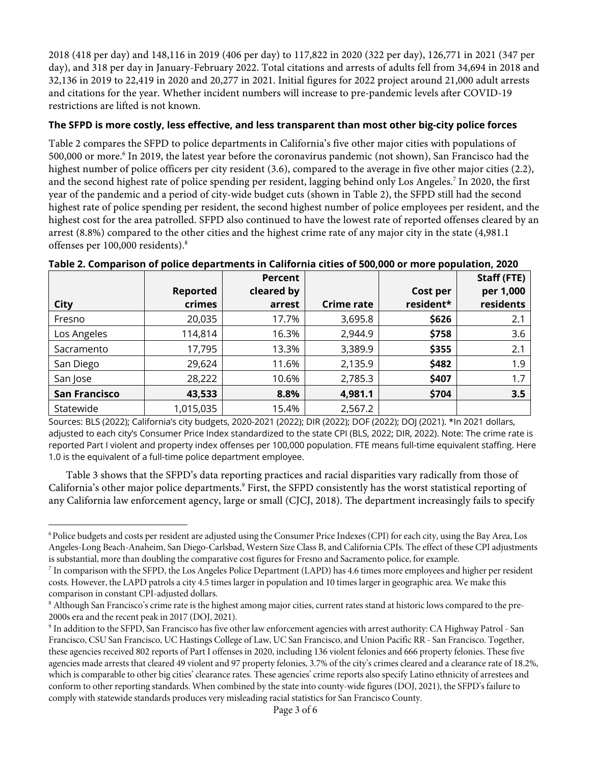2018 (418 per day) and 148,116 in 2019 (406 per day) to 117,822 in 2020 (322 per day), 126,771 in 2021 (347 per day), and 318 per day in January-February 2022. Total citations and arrests of adults fell from 34,694 in 2018 and 32,136 in 2019 to 22,419 in 2020 and 20,277 in 2021. Initial figures for 2022 project around 21,000 adult arrests and citations for the year. Whether incident numbers will increase to pre-pandemic levels after COVID-19 restrictions are lifted is not known.

### The SFPD is more costly, less effective, and less transparent than most other big-city police forces

Table 2 compares the SFPD to police departments in California's five other major cities with populations of 500,000 or more.[6] In 2019, the latest year before the coronavirus pandemic (not shown), San Francisco had the highest number of police officers per city resident (3.6), compared to the average in five other major cities (2.2), and the second highest rate of police spending per resident, lagging behind only Los Angeles.[7] In 2020, the first year of the pandemic and a period of city-wide budget cuts (shown in Table 2), the SFPD still had the second highest rate of police spending per resident, the second highest number of police employees per resident, and the highest cost for the area patrolled. SFPD also continued to have the lowest rate of reported offenses cleared by an arrest (8.8%) compared to the other cities and the highest crime rate of any major city in the state (4,981.1 offenses per 100,000 residents).[8]

**Table 2. Comparison of police departments in California cities of 500,000 or more population, 2020**

| City | Reported crimes | Percent cleared by arrest | Crime rate | Cost per resident* | Staff (FTE) per 1,000 residents |
|---|---|---|---|---|---|
| Fresno | 20,035 | 17.7% | 3,695.8 | **$626** | 2.1 |
| Los Angeles | 114,814 | 16.3% | 2,944.9 | **$758** | 3.6 |
| Sacramento | 17,795 | 13.3% | 3,389.9 | **$355** | 2.1 |
| San Diego | 29,624 | 11.6% | 2,135.9 | **$482** | 1.9 |
| San Jose | 28,222 | 10.6% | 2,785.3 | **$407** | 1.7 |
| **San Francisco** | **43,533** | **8.8%** | **4,981.1** | **$704** | **3.5** |
| Statewide | 1,015,035 | 15.4% | 2,567.2 | | |

Sources: BLS (2022); California's city budgets, 2020-2021 (2022); DIR (2022); DOF (2022); DOJ (2021). *In 2021 dollars, adjusted to each city's Consumer Price Index standardized to the state CPI (BLS, 2022; DIR, 2022). Note: The crime rate is reported Part I violent and property index offenses per 100,000 population. FTE means full-time equivalent staffing. Here 1.0 is the equivalent of a full-time police department employee.

Table 3 shows that the SFPD's data reporting practices and racial disparities vary radically from those of California's other major police departments.[9] First, the SFPD consistently has the worst statistical reporting of any California law enforcement agency, large or small (CJCJ, 2018). The department increasingly fails to specify

---

[6] Police budgets and costs per resident are adjusted using the Consumer Price Indexes (CPI) for each city, using the Bay Area, Los Angeles-Long Beach-Anaheim, San Diego-Carlsbad, Western Size Class B, and California CPIs. The effect of these CPI adjustments is substantial, more than doubling the comparative cost figures for Fresno and Sacramento police, for example.

[7] In comparison with the SFPD, the Los Angeles Police Department (LAPD) has 4.6 times more employees and higher per resident costs. However, the LAPD patrols a city 4.5 times larger in population and 10 times larger in geographic area. We make this comparison in constant CPI-adjusted dollars.

[8] Although San Francisco's crime rate is the highest among major cities, current rates stand at historic lows compared to the pre-2000s era and the recent peak in 2017 (DOJ, 2021).

[9] In addition to the SFPD, San Francisco has five other law enforcement agencies with arrest authority: CA Highway Patrol - San Francisco, CSU San Francisco, UC Hastings College of Law, UC San Francisco, and Union Pacific RR - San Francisco. Together, these agencies received 802 reports of Part I offenses in 2020, including 136 violent felonies and 666 property felonies. These five agencies made arrests that cleared 49 violent and 97 property felonies, 3.7% of the city's crimes cleared and a clearance rate of 18.2%, which is comparable to other big cities' clearance rates. These agencies' crime reports also specify Latino ethnicity of arrestees and conform to other reporting standards. When combined by the state into county-wide figures (DOJ, 2021), the SFPD's failure to comply with statewide standards produces very misleading racial statistics for San Francisco County.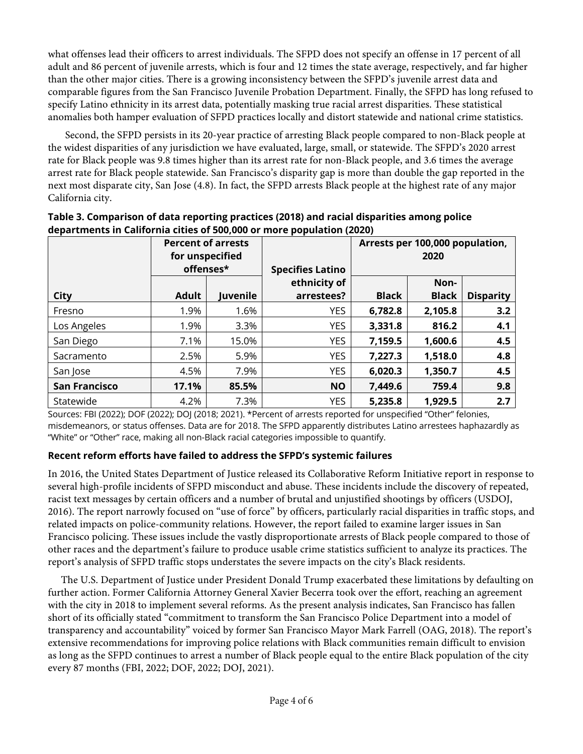what offenses lead their officers to arrest individuals. The SFPD does not specify an offense in 17 percent of all adult and 86 percent of juvenile arrests, which is four and 12 times the state average, respectively, and far higher than the other major cities. There is a growing inconsistency between the SFPD's juvenile arrest data and comparable figures from the San Francisco Juvenile Probation Department. Finally, the SFPD has long refused to specify Latino ethnicity in its arrest data, potentially masking true racial arrest disparities. These statistical anomalies both hamper evaluation of SFPD practices locally and distort statewide and national crime statistics.

Second, the SFPD persists in its 20-year practice of arresting Black people compared to non-Black people at the widest disparities of any jurisdiction we have evaluated, large, small, or statewide. The SFPD's 2020 arrest rate for Black people was 9.8 times higher than its arrest rate for non-Black people, and 3.6 times the average arrest rate for Black people statewide. San Francisco's disparity gap is more than double the gap reported in the next most disparate city, San Jose (4.8). In fact, the SFPD arrests Black people at the highest rate of any major California city.

**Table 3. Comparison of data reporting practices (2018) and racial disparities among police departments in California cities of 500,000 or more population (2020)**

| | Percent of arrests for unspecified offenses* | | Specifies Latino ethnicity of arrestees? | Arrests per 100,000 population, 2020 | | |
|---|---|---|---|---|---|---|
| **City** | **Adult** | **Juvenile** | | **Black** | **Non-Black** | **Disparity** |
| Fresno | 1.9% | 1.6% | YES | **6,782.8** | **2,105.8** | **3.2** |
| Los Angeles | 1.9% | 3.3% | YES | **3,331.8** | **816.2** | **4.1** |
| San Diego | 7.1% | 15.0% | YES | **7,159.5** | **1,600.6** | **4.5** |
| Sacramento | 2.5% | 5.9% | YES | **7,227.3** | **1,518.0** | **4.8** |
| San Jose | 4.5% | 7.9% | YES | **6,020.3** | **1,350.7** | **4.5** |
| **San Francisco** | **17.1%** | **85.5%** | **NO** | **7,449.6** | **759.4** | **9.8** |
| Statewide | 4.2% | 7.3% | YES | **5,235.8** | **1,929.5** | **2.7** |

Sources: FBI (2022); DOF (2022); DOJ (2018; 2021). *Percent of arrests reported for unspecified "Other" felonies, misdemeanors, or status offenses. Data are for 2018. The SFPD apparently distributes Latino arrestees haphazardly as "White" or "Other" race, making all non-Black racial categories impossible to quantify.

### Recent reform efforts have failed to address the SFPD's systemic failures

In 2016, the United States Department of Justice released its Collaborative Reform Initiative report in response to several high-profile incidents of SFPD misconduct and abuse. These incidents include the discovery of repeated, racist text messages by certain officers and a number of brutal and unjustified shootings by officers (USDOJ, 2016). The report narrowly focused on "use of force" by officers, particularly racial disparities in traffic stops, and related impacts on police-community relations. However, the report failed to examine larger issues in San Francisco policing. These issues include the vastly disproportionate arrests of Black people compared to those of other races and the department's failure to produce usable crime statistics sufficient to analyze its practices. The report's analysis of SFPD traffic stops understates the severe impacts on the city's Black residents.

The U.S. Department of Justice under President Donald Trump exacerbated these limitations by defaulting on further action. Former California Attorney General Xavier Becerra took over the effort, reaching an agreement with the city in 2018 to implement several reforms. As the present analysis indicates, San Francisco has fallen short of its officially stated "commitment to transform the San Francisco Police Department into a model of transparency and accountability" voiced by former San Francisco Mayor Mark Farrell (OAG, 2018). The report's extensive recommendations for improving police relations with Black communities remain difficult to envision as long as the SFPD continues to arrest a number of Black people equal to the entire Black population of the city every 87 months (FBI, 2022; DOF, 2022; DOJ, 2021).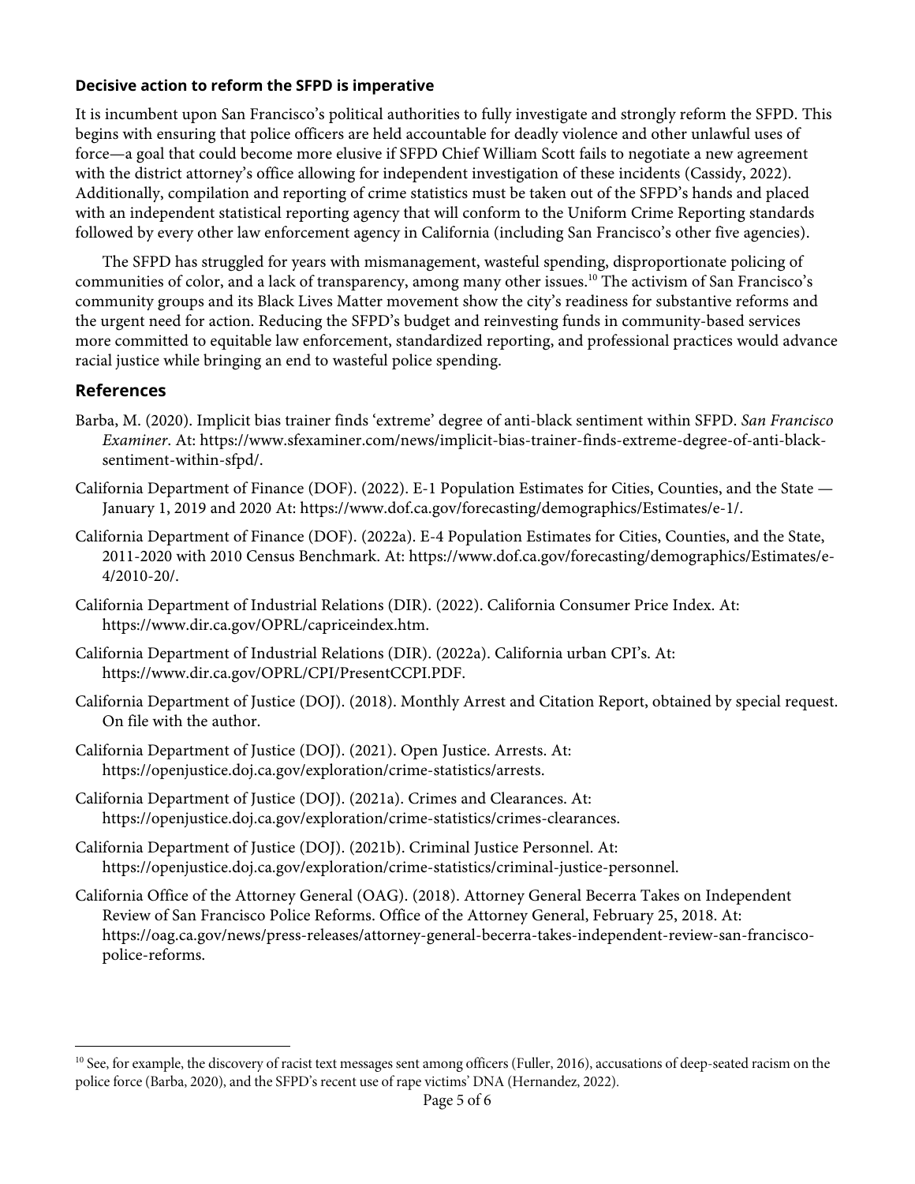### Decisive action to reform the SFPD is imperative

It is incumbent upon San Francisco's political authorities to fully investigate and strongly reform the SFPD. This begins with ensuring that police officers are held accountable for deadly violence and other unlawful uses of force—a goal that could become more elusive if SFPD Chief William Scott fails to negotiate a new agreement with the district attorney's office allowing for independent investigation of these incidents (Cassidy, 2022). Additionally, compilation and reporting of crime statistics must be taken out of the SFPD's hands and placed with an independent statistical reporting agency that will conform to the Uniform Crime Reporting standards followed by every other law enforcement agency in California (including San Francisco's other five agencies).

The SFPD has struggled for years with mismanagement, wasteful spending, disproportionate policing of communities of color, and a lack of transparency, among many other issues.[10] The activism of San Francisco's community groups and its Black Lives Matter movement show the city's readiness for substantive reforms and the urgent need for action. Reducing the SFPD's budget and reinvesting funds in community-based services more committed to equitable law enforcement, standardized reporting, and professional practices would advance racial justice while bringing an end to wasteful police spending.

## References

Barba, M. (2020). Implicit bias trainer finds 'extreme' degree of anti-black sentiment within SFPD. *San Francisco Examiner*. At: https://www.sfexaminer.com/news/implicit-bias-trainer-finds-extreme-degree-of-anti-black-sentiment-within-sfpd/.

California Department of Finance (DOF). (2022). E-1 Population Estimates for Cities, Counties, and the State — January 1, 2019 and 2020 At: https://www.dof.ca.gov/forecasting/demographics/Estimates/e-1/.

California Department of Finance (DOF). (2022a). E-4 Population Estimates for Cities, Counties, and the State, 2011-2020 with 2010 Census Benchmark. At: https://www.dof.ca.gov/forecasting/demographics/Estimates/e-4/2010-20/.

California Department of Industrial Relations (DIR). (2022). California Consumer Price Index. At: https://www.dir.ca.gov/OPRL/capriceindex.htm.

California Department of Industrial Relations (DIR). (2022a). California urban CPI's. At: https://www.dir.ca.gov/OPRL/CPI/PresentCCPI.PDF.

California Department of Justice (DOJ). (2018). Monthly Arrest and Citation Report, obtained by special request. On file with the author.

California Department of Justice (DOJ). (2021). Open Justice. Arrests. At: https://openjustice.doj.ca.gov/exploration/crime-statistics/arrests.

California Department of Justice (DOJ). (2021a). Crimes and Clearances. At: https://openjustice.doj.ca.gov/exploration/crime-statistics/crimes-clearances.

California Department of Justice (DOJ). (2021b). Criminal Justice Personnel. At: https://openjustice.doj.ca.gov/exploration/crime-statistics/criminal-justice-personnel.

California Office of the Attorney General (OAG). (2018). Attorney General Becerra Takes on Independent Review of San Francisco Police Reforms. Office of the Attorney General, February 25, 2018. At: https://oag.ca.gov/news/press-releases/attorney-general-becerra-takes-independent-review-san-francisco-police-reforms.

---

[10] See, for example, the discovery of racist text messages sent among officers (Fuller, 2016), accusations of deep-seated racism on the police force (Barba, 2020), and the SFPD's recent use of rape victims' DNA (Hernandez, 2022).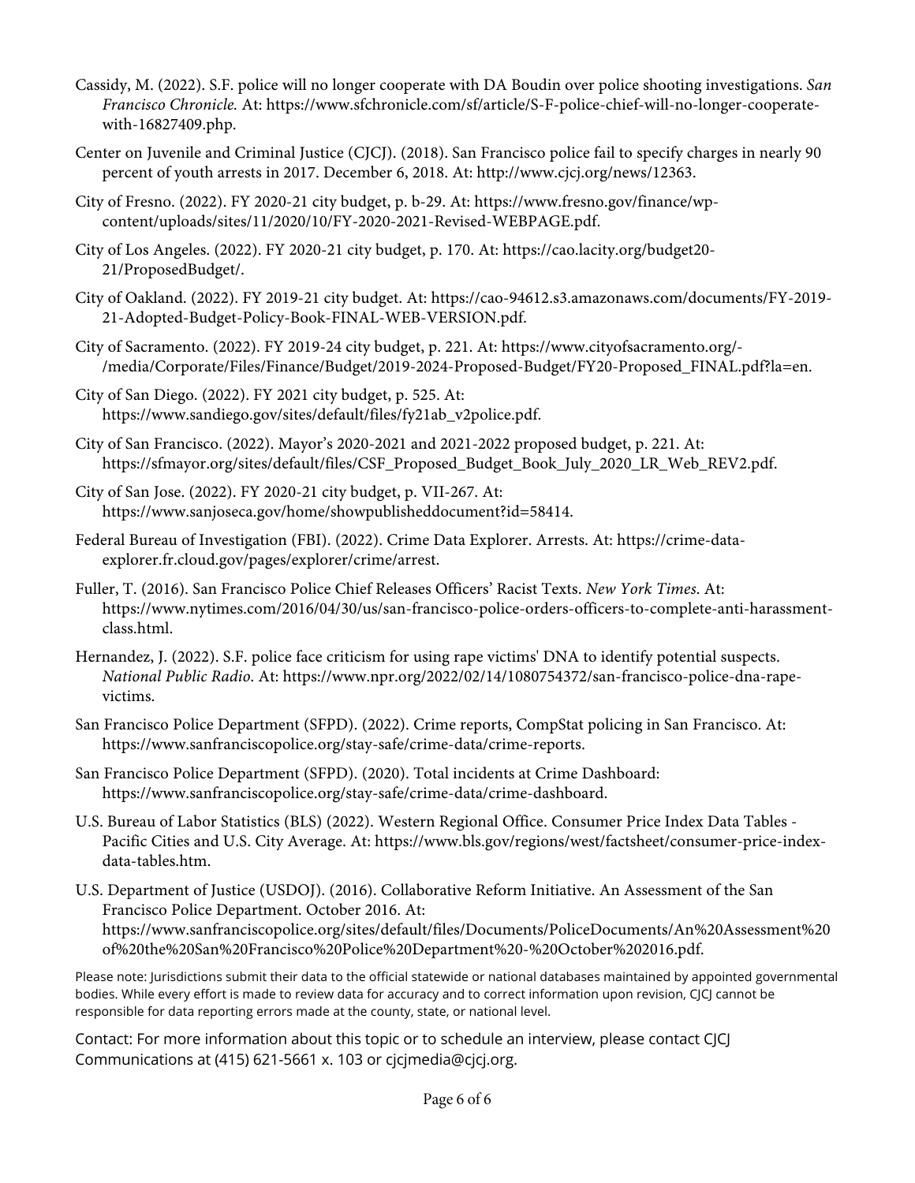Cassidy, M. (2022). S.F. police will no longer cooperate with DA Boudin over police shooting investigations. *San Francisco Chronicle.* At: https://www.sfchronicle.com/sf/article/S-F-police-chief-will-no-longer-cooperate-with-16827409.php.

Center on Juvenile and Criminal Justice (CJCJ). (2018). San Francisco police fail to specify charges in nearly 90 percent of youth arrests in 2017. December 6, 2018. At: http://www.cjcj.org/news/12363.

City of Fresno. (2022). FY 2020-21 city budget, p. b-29. At: https://www.fresno.gov/finance/wp-content/uploads/sites/11/2020/10/FY-2020-2021-Revised-WEBPAGE.pdf.

City of Los Angeles. (2022). FY 2020-21 city budget, p. 170. At: https://cao.lacity.org/budget20-21/ProposedBudget/.

City of Oakland. (2022). FY 2019-21 city budget. At: https://cao-94612.s3.amazonaws.com/documents/FY-2019-21-Adopted-Budget-Policy-Book-FINAL-WEB-VERSION.pdf.

City of Sacramento. (2022). FY 2019-24 city budget, p. 221. At: https://www.cityofsacramento.org/-/media/Corporate/Files/Finance/Budget/2019-2024-Proposed-Budget/FY20-Proposed_FINAL.pdf?la=en.

City of San Diego. (2022). FY 2021 city budget, p. 525. At: https://www.sandiego.gov/sites/default/files/fy21ab_v2police.pdf.

City of San Francisco. (2022). Mayor's 2020-2021 and 2021-2022 proposed budget, p. 221. At: https://sfmayor.org/sites/default/files/CSF_Proposed_Budget_Book_July_2020_LR_Web_REV2.pdf.

City of San Jose. (2022). FY 2020-21 city budget, p. VII-267. At: https://www.sanjoseca.gov/home/showpublisheddocument?id=58414.

Federal Bureau of Investigation (FBI). (2022). Crime Data Explorer. Arrests. At: https://crime-data-explorer.fr.cloud.gov/pages/explorer/crime/arrest.

Fuller, T. (2016). San Francisco Police Chief Releases Officers' Racist Texts. *New York Times*. At: https://www.nytimes.com/2016/04/30/us/san-francisco-police-orders-officers-to-complete-anti-harassment-class.html.

Hernandez, J. (2022). S.F. police face criticism for using rape victims' DNA to identify potential suspects. *National Public Radio*. At: https://www.npr.org/2022/02/14/1080754372/san-francisco-police-dna-rape-victims.

San Francisco Police Department (SFPD). (2022). Crime reports, CompStat policing in San Francisco. At: https://www.sanfranciscopolice.org/stay-safe/crime-data/crime-reports.

San Francisco Police Department (SFPD). (2020). Total incidents at Crime Dashboard: https://www.sanfranciscopolice.org/stay-safe/crime-data/crime-dashboard.

U.S. Bureau of Labor Statistics (BLS) (2022). Western Regional Office. Consumer Price Index Data Tables - Pacific Cities and U.S. City Average. At: https://www.bls.gov/regions/west/factsheet/consumer-price-index-data-tables.htm.

U.S. Department of Justice (USDOJ). (2016). Collaborative Reform Initiative. An Assessment of the San Francisco Police Department. October 2016. At: https://www.sanfranciscopolice.org/sites/default/files/Documents/PoliceDocuments/An%20Assessment%20of%20the%20San%20Francisco%20Police%20Department%20-%20October%202016.pdf.

Please note: Jurisdictions submit their data to the official statewide or national databases maintained by appointed governmental bodies. While every effort is made to review data for accuracy and to correct information upon revision, CJCJ cannot be responsible for data reporting errors made at the county, state, or national level.

Contact: For more information about this topic or to schedule an interview, please contact CJCJ Communications at (415) 621-5661 x. 103 or cjcjmedia@cjcj.org.